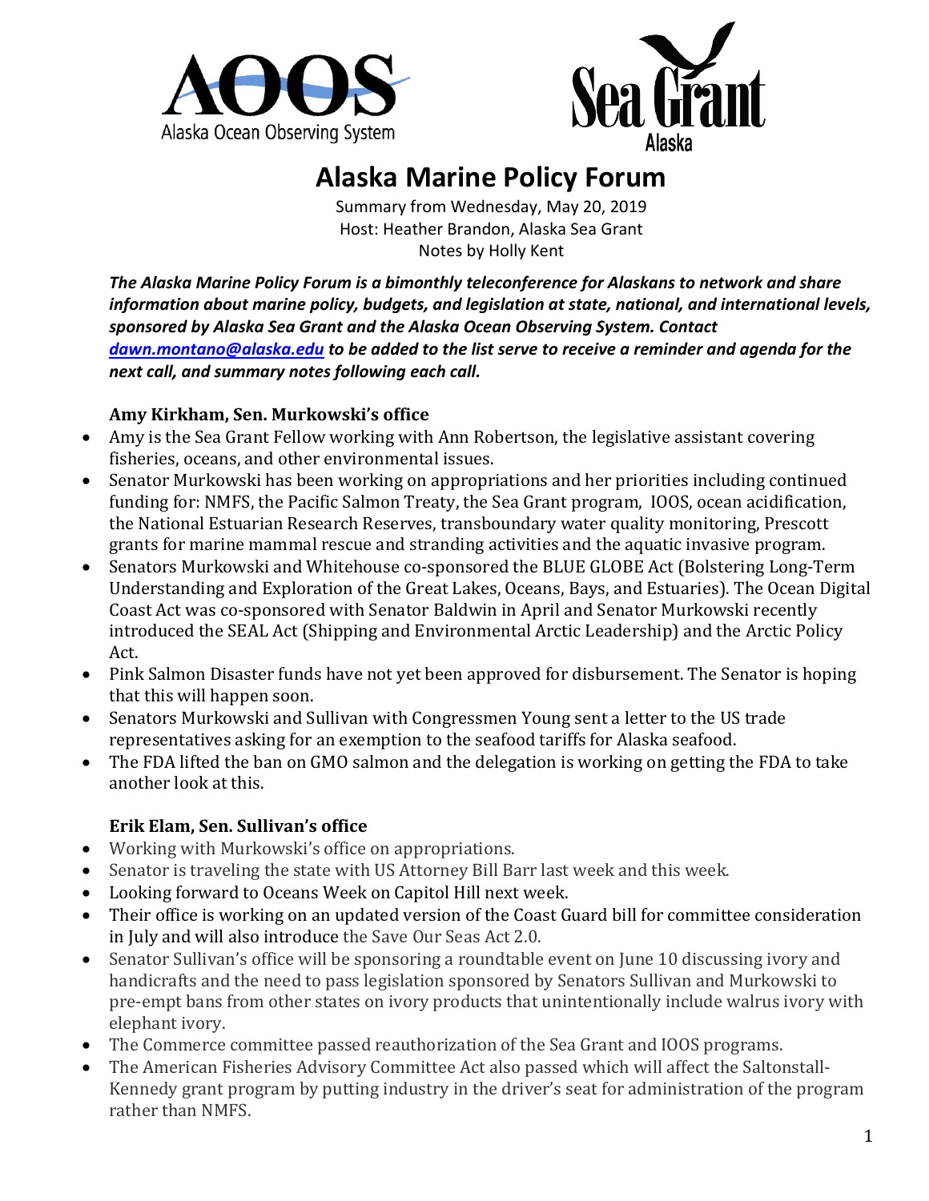# Alaska Marine Policy Forum

Summary from Wednesday, May 20, 2019
Host: Heather Brandon, Alaska Sea Grant
Notes by Holly Kent

***The Alaska Marine Policy Forum is a bimonthly teleconference for Alaskans to network and share information about marine policy, budgets, and legislation at state, national, and international levels, sponsored by Alaska Sea Grant and the Alaska Ocean Observing System. Contact [dawn.montano@alaska.edu](mailto:dawn.montano@alaska.edu) to be added to the list serve to receive a reminder and agenda for the next call, and summary notes following each call.***

### Amy Kirkham, Sen. Murkowski's office

- Amy is the Sea Grant Fellow working with Ann Robertson, the legislative assistant covering fisheries, oceans, and other environmental issues.
- Senator Murkowski has been working on appropriations and her priorities including continued funding for: NMFS, the Pacific Salmon Treaty, the Sea Grant program, IOOS, ocean acidification, the National Estuarian Research Reserves, transboundary water quality monitoring, Prescott grants for marine mammal rescue and stranding activities and the aquatic invasive program.
- Senators Murkowski and Whitehouse co-sponsored the BLUE GLOBE Act (Bolstering Long-Term Understanding and Exploration of the Great Lakes, Oceans, Bays, and Estuaries). The Ocean Digital Coast Act was co-sponsored with Senator Baldwin in April and Senator Murkowski recently introduced the SEAL Act (Shipping and Environmental Arctic Leadership) and the Arctic Policy Act.
- Pink Salmon Disaster funds have not yet been approved for disbursement. The Senator is hoping that this will happen soon.
- Senators Murkowski and Sullivan with Congressmen Young sent a letter to the US trade representatives asking for an exemption to the seafood tariffs for Alaska seafood.
- The FDA lifted the ban on GMO salmon and the delegation is working on getting the FDA to take another look at this.

### Erik Elam, Sen. Sullivan's office

- Working with Murkowski's office on appropriations.
- Senator is traveling the state with US Attorney Bill Barr last week and this week.
- Looking forward to Oceans Week on Capitol Hill next week.
- Their office is working on an updated version of the Coast Guard bill for committee consideration in July and will also introduce the Save Our Seas Act 2.0.
- Senator Sullivan's office will be sponsoring a roundtable event on June 10 discussing ivory and handicrafts and the need to pass legislation sponsored by Senators Sullivan and Murkowski to pre-empt bans from other states on ivory products that unintentionally include walrus ivory with elephant ivory.
- The Commerce committee passed reauthorization of the Sea Grant and IOOS programs.
- The American Fisheries Advisory Committee Act also passed which will affect the Saltonstall-Kennedy grant program by putting industry in the driver's seat for administration of the program rather than NMFS.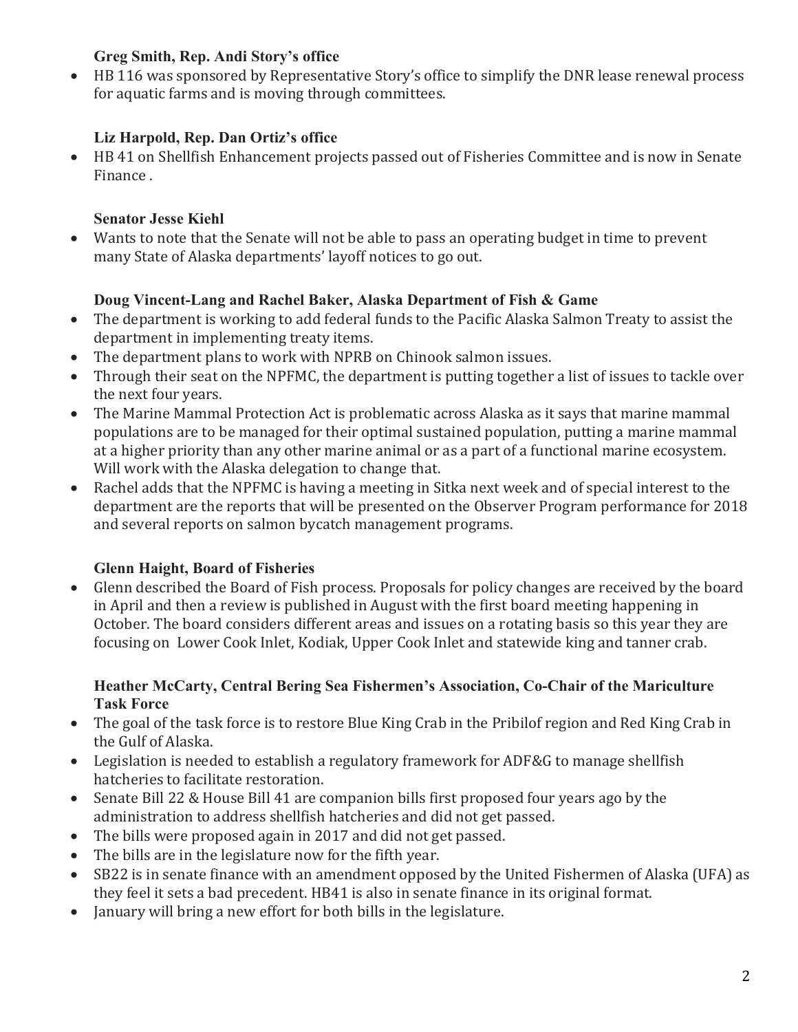**Greg Smith, Rep. Andi Story's office**

- HB 116 was sponsored by Representative Story's office to simplify the DNR lease renewal process for aquatic farms and is moving through committees.

**Liz Harpold, Rep. Dan Ortiz's office**

- HB 41 on Shellfish Enhancement projects passed out of Fisheries Committee and is now in Senate Finance .

**Senator Jesse Kiehl**

- Wants to note that the Senate will not be able to pass an operating budget in time to prevent many State of Alaska departments' layoff notices to go out.

**Doug Vincent-Lang and Rachel Baker, Alaska Department of Fish & Game**

- The department is working to add federal funds to the Pacific Alaska Salmon Treaty to assist the department in implementing treaty items.
- The department plans to work with NPRB on Chinook salmon issues.
- Through their seat on the NPFMC, the department is putting together a list of issues to tackle over the next four years.
- The Marine Mammal Protection Act is problematic across Alaska as it says that marine mammal populations are to be managed for their optimal sustained population, putting a marine mammal at a higher priority than any other marine animal or as a part of a functional marine ecosystem. Will work with the Alaska delegation to change that.
- Rachel adds that the NPFMC is having a meeting in Sitka next week and of special interest to the department are the reports that will be presented on the Observer Program performance for 2018 and several reports on salmon bycatch management programs.

**Glenn Haight, Board of Fisheries**

- Glenn described the Board of Fish process. Proposals for policy changes are received by the board in April and then a review is published in August with the first board meeting happening in October. The board considers different areas and issues on a rotating basis so this year they are focusing on Lower Cook Inlet, Kodiak, Upper Cook Inlet and statewide king and tanner crab.

**Heather McCarty, Central Bering Sea Fishermen's Association, Co-Chair of the Mariculture Task Force**

- The goal of the task force is to restore Blue King Crab in the Pribilof region and Red King Crab in the Gulf of Alaska.
- Legislation is needed to establish a regulatory framework for ADF&G to manage shellfish hatcheries to facilitate restoration.
- Senate Bill 22 & House Bill 41 are companion bills first proposed four years ago by the administration to address shellfish hatcheries and did not get passed.
- The bills were proposed again in 2017 and did not get passed.
- The bills are in the legislature now for the fifth year.
- SB22 is in senate finance with an amendment opposed by the United Fishermen of Alaska (UFA) as they feel it sets a bad precedent. HB41 is also in senate finance in its original format.
- January will bring a new effort for both bills in the legislature.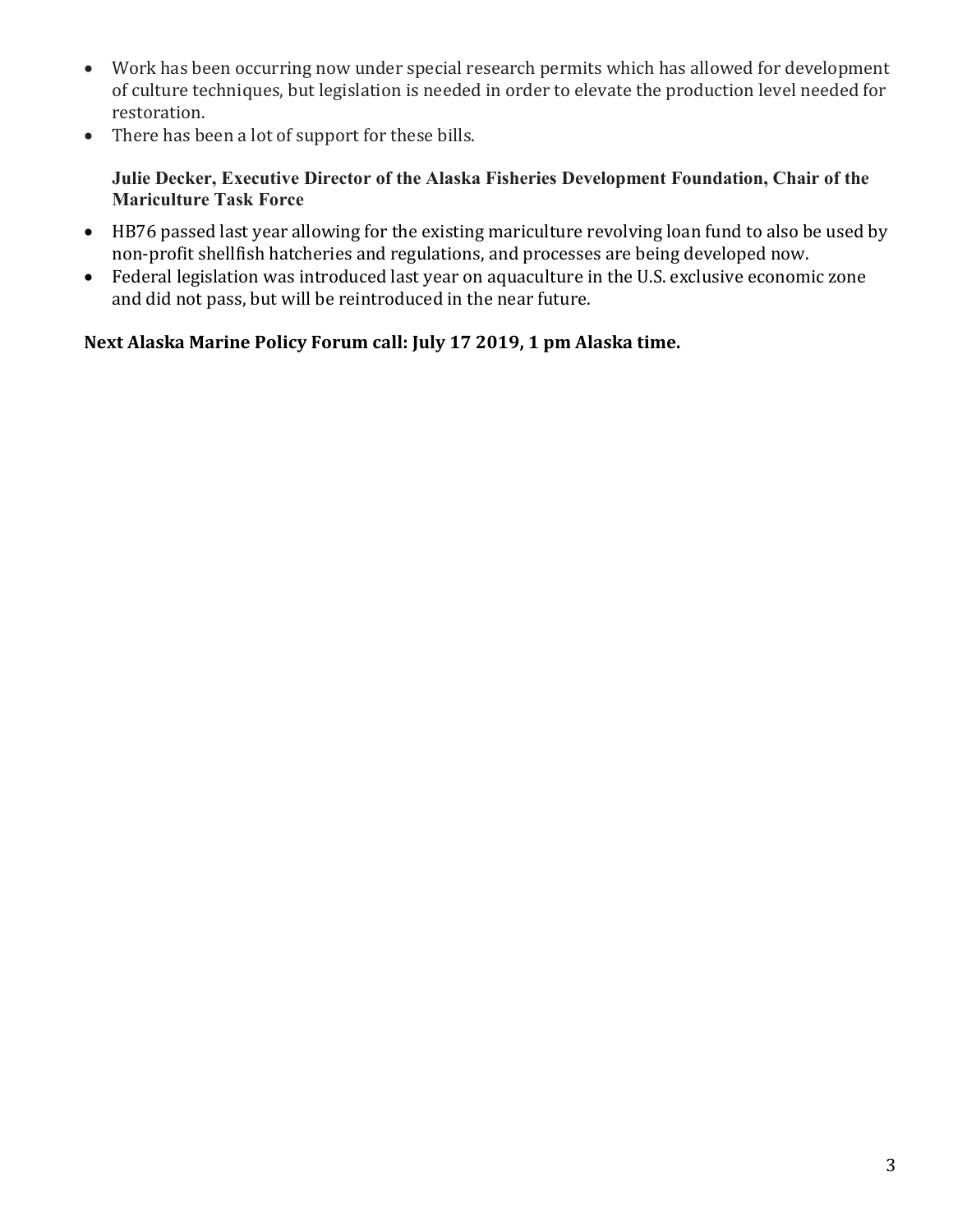- Work has been occurring now under special research permits which has allowed for development of culture techniques, but legislation is needed in order to elevate the production level needed for restoration.
- There has been a lot of support for these bills.

**Julie Decker, Executive Director of the Alaska Fisheries Development Foundation, Chair of the Mariculture Task Force**

- HB76 passed last year allowing for the existing mariculture revolving loan fund to also be used by non-profit shellfish hatcheries and regulations, and processes are being developed now.
- Federal legislation was introduced last year on aquaculture in the U.S. exclusive economic zone and did not pass, but will be reintroduced in the near future.

**Next Alaska Marine Policy Forum call: July 17 2019, 1 pm Alaska time.**